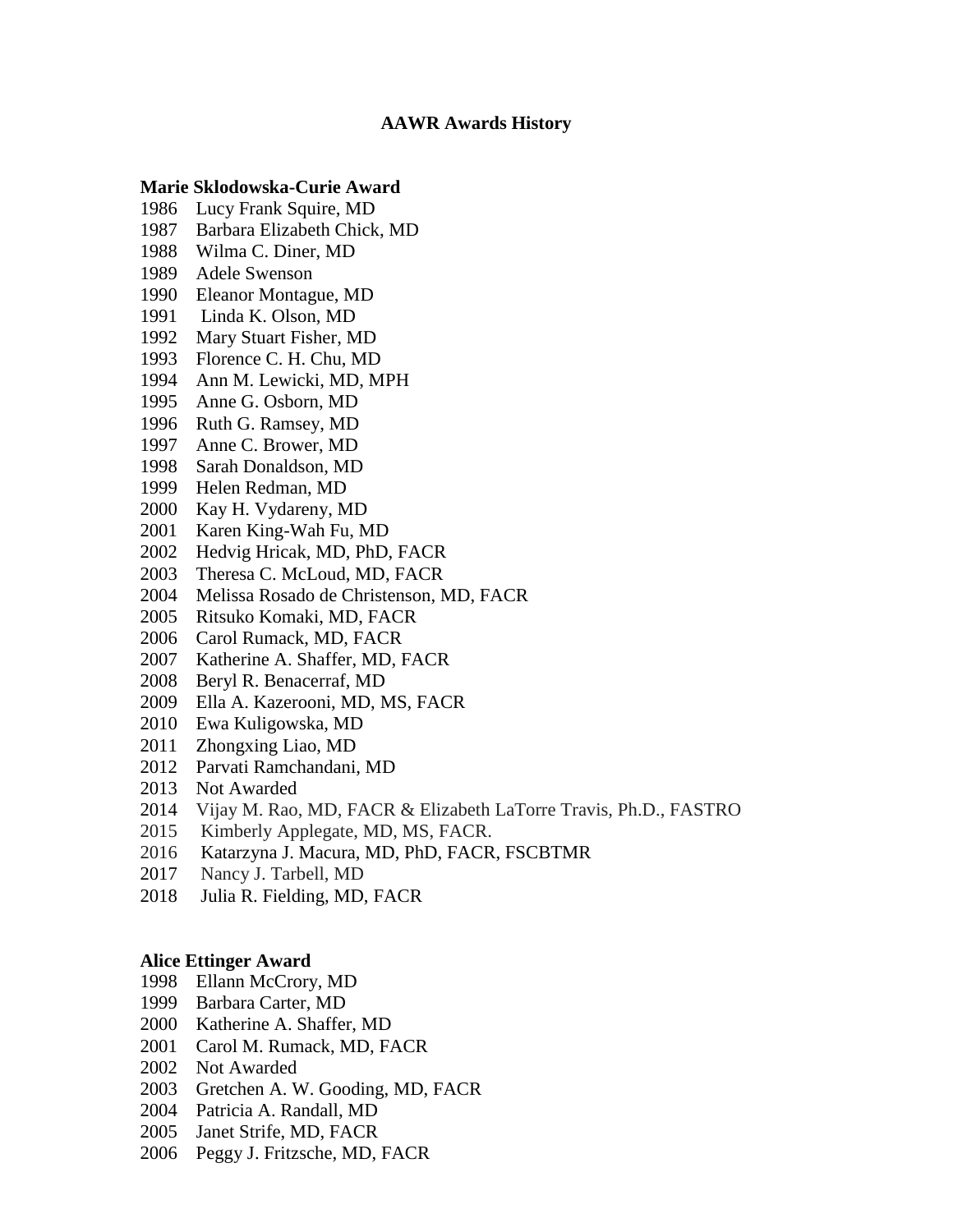# AAWR Awards History

## Marie Sklodowska-Curie Award

1986 Lucy Frank Squire, MD
1987 Barbara Elizabeth Chick, MD
1988 Wilma C. Diner, MD
1989 Adele Swenson
1990 Eleanor Montague, MD
1991 Linda K. Olson, MD
1992 Mary Stuart Fisher, MD
1993 Florence C. H. Chu, MD
1994 Ann M. Lewicki, MD, MPH
1995 Anne G. Osborn, MD
1996 Ruth G. Ramsey, MD
1997 Anne C. Brower, MD
1998 Sarah Donaldson, MD
1999 Helen Redman, MD
2000 Kay H. Vydareny, MD
2001 Karen King-Wah Fu, MD
2002 Hedvig Hricak, MD, PhD, FACR
2003 Theresa C. McLoud, MD, FACR
2004 Melissa Rosado de Christenson, MD, FACR
2005 Ritsuko Komaki, MD, FACR
2006 Carol Rumack, MD, FACR
2007 Katherine A. Shaffer, MD, FACR
2008 Beryl R. Benacerraf, MD
2009 Ella A. Kazerooni, MD, MS, FACR
2010 Ewa Kuligowska, MD
2011 Zhongxing Liao, MD
2012 Parvati Ramchandani, MD
2013 Not Awarded
2014 Vijay M. Rao, MD, FACR & Elizabeth LaTorre Travis, Ph.D., FASTRO
2015 Kimberly Applegate, MD, MS, FACR.
2016 Katarzyna J. Macura, MD, PhD, FACR, FSCBTMR
2017 Nancy J. Tarbell, MD
2018 Julia R. Fielding, MD, FACR

## Alice Ettinger Award

1998 Ellann McCrory, MD
1999 Barbara Carter, MD
2000 Katherine A. Shaffer, MD
2001 Carol M. Rumack, MD, FACR
2002 Not Awarded
2003 Gretchen A. W. Gooding, MD, FACR
2004 Patricia A. Randall, MD
2005 Janet Strife, MD, FACR
2006 Peggy J. Fritzsche, MD, FACR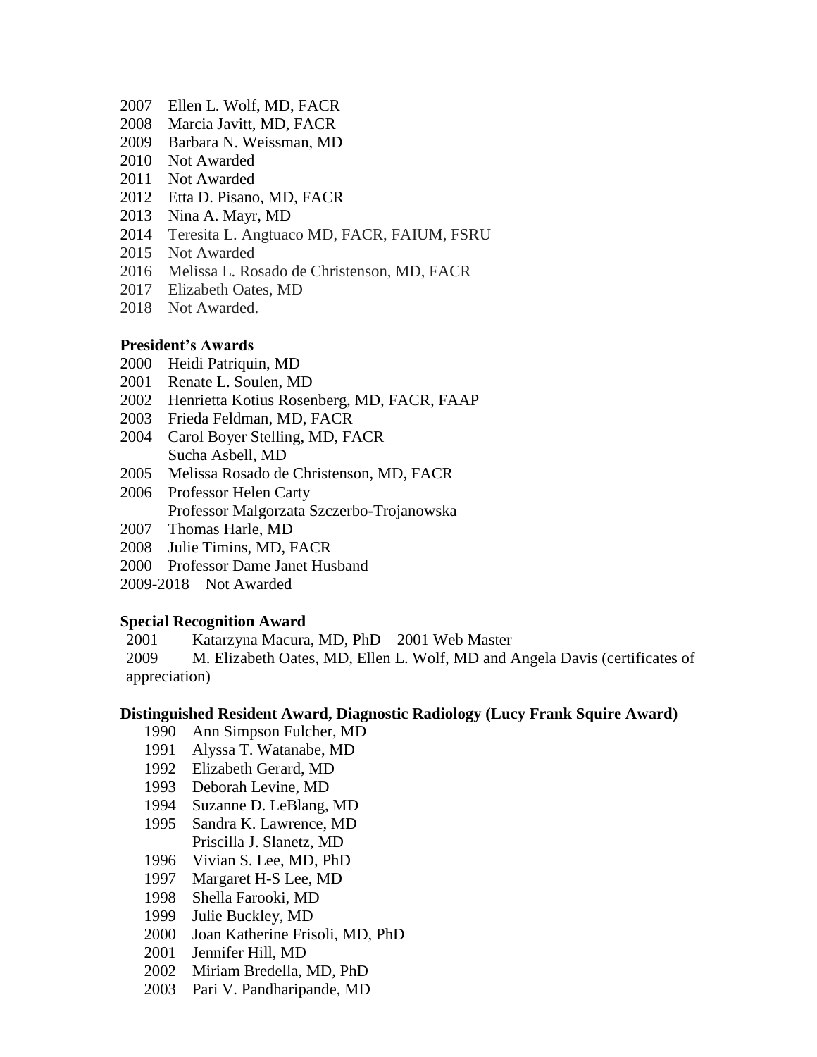2007 Ellen L. Wolf, MD, FACR
2008 Marcia Javitt, MD, FACR
2009 Barbara N. Weissman, MD
2010 Not Awarded
2011 Not Awarded
2012 Etta D. Pisano, MD, FACR
2013 Nina A. Mayr, MD
2014 Teresita L. Angtuaco MD, FACR, FAIUM, FSRU
2015 Not Awarded
2016 Melissa L. Rosado de Christenson, MD, FACR
2017 Elizabeth Oates, MD
2018 Not Awarded.

**President's Awards**

2000 Heidi Patriquin, MD
2001 Renate L. Soulen, MD
2002 Henrietta Kotius Rosenberg, MD, FACR, FAAP
2003 Frieda Feldman, MD, FACR
2004 Carol Boyer Stelling, MD, FACR
Sucha Asbell, MD
2005 Melissa Rosado de Christenson, MD, FACR
2006 Professor Helen Carty
Professor Malgorzata Szczerbo-Trojanowska
2007 Thomas Harle, MD
2008 Julie Timins, MD, FACR
2000 Professor Dame Janet Husband
2009-2018 Not Awarded

**Special Recognition Award**

2001 Katarzyna Macura, MD, PhD – 2001 Web Master
2009 M. Elizabeth Oates, MD, Ellen L. Wolf, MD and Angela Davis (certificates of appreciation)

**Distinguished Resident Award, Diagnostic Radiology (Lucy Frank Squire Award)**

1990 Ann Simpson Fulcher, MD
1991 Alyssa T. Watanabe, MD
1992 Elizabeth Gerard, MD
1993 Deborah Levine, MD
1994 Suzanne D. LeBlang, MD
1995 Sandra K. Lawrence, MD
Priscilla J. Slanetz, MD
1996 Vivian S. Lee, MD, PhD
1997 Margaret H-S Lee, MD
1998 Shella Farooki, MD
1999 Julie Buckley, MD
2000 Joan Katherine Frisoli, MD, PhD
2001 Jennifer Hill, MD
2002 Miriam Bredella, MD, PhD
2003 Pari V. Pandharipande, MD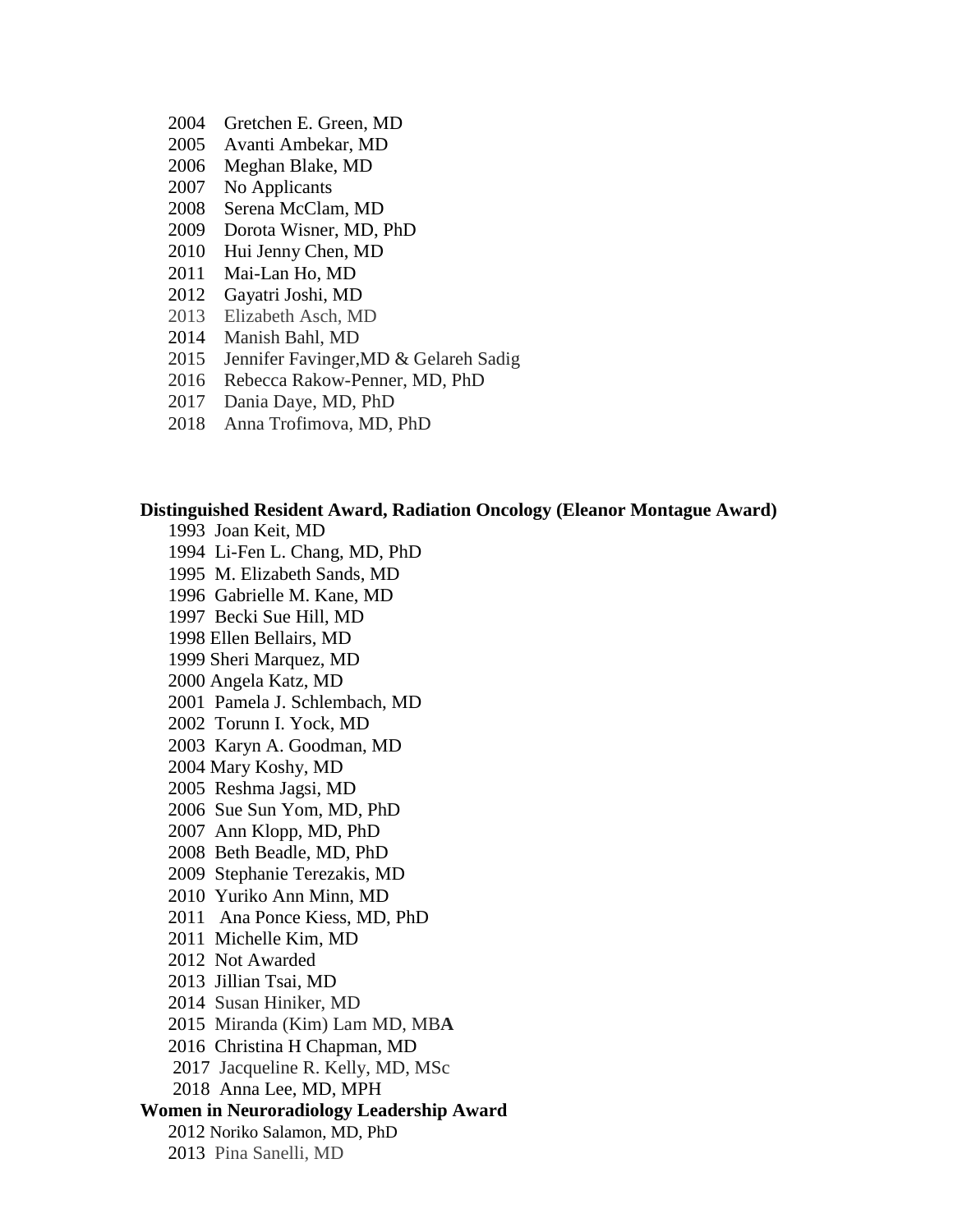2004 Gretchen E. Green, MD
2005 Avanti Ambekar, MD
2006 Meghan Blake, MD
2007 No Applicants
2008 Serena McClam, MD
2009 Dorota Wisner, MD, PhD
2010 Hui Jenny Chen, MD
2011 Mai-Lan Ho, MD
2012 Gayatri Joshi, MD
2013 Elizabeth Asch, MD
2014 Manish Bahl, MD
2015 Jennifer Favinger,MD & Gelareh Sadig
2016 Rebecca Rakow-Penner, MD, PhD
2017 Dania Daye, MD, PhD
2018 Anna Trofimova, MD, PhD

**Distinguished Resident Award, Radiation Oncology (Eleanor Montague Award)**

1993 Joan Keit, MD
1994 Li-Fen L. Chang, MD, PhD
1995 M. Elizabeth Sands, MD
1996 Gabrielle M. Kane, MD
1997 Becki Sue Hill, MD
1998 Ellen Bellairs, MD
1999 Sheri Marquez, MD
2000 Angela Katz, MD
2001 Pamela J. Schlembach, MD
2002 Torunn I. Yock, MD
2003 Karyn A. Goodman, MD
2004 Mary Koshy, MD
2005 Reshma Jagsi, MD
2006 Sue Sun Yom, MD, PhD
2007 Ann Klopp, MD, PhD
2008 Beth Beadle, MD, PhD
2009 Stephanie Terezakis, MD
2010 Yuriko Ann Minn, MD
2011 Ana Ponce Kiess, MD, PhD
2011 Michelle Kim, MD
2012 Not Awarded
2013 Jillian Tsai, MD
2014 Susan Hiniker, MD
2015 Miranda (Kim) Lam MD, MBA
2016 Christina H Chapman, MD
2017 Jacqueline R. Kelly, MD, MSc
2018 Anna Lee, MD, MPH

**Women in Neuroradiology Leadership Award**

2012 Noriko Salamon, MD, PhD
2013 Pina Sanelli, MD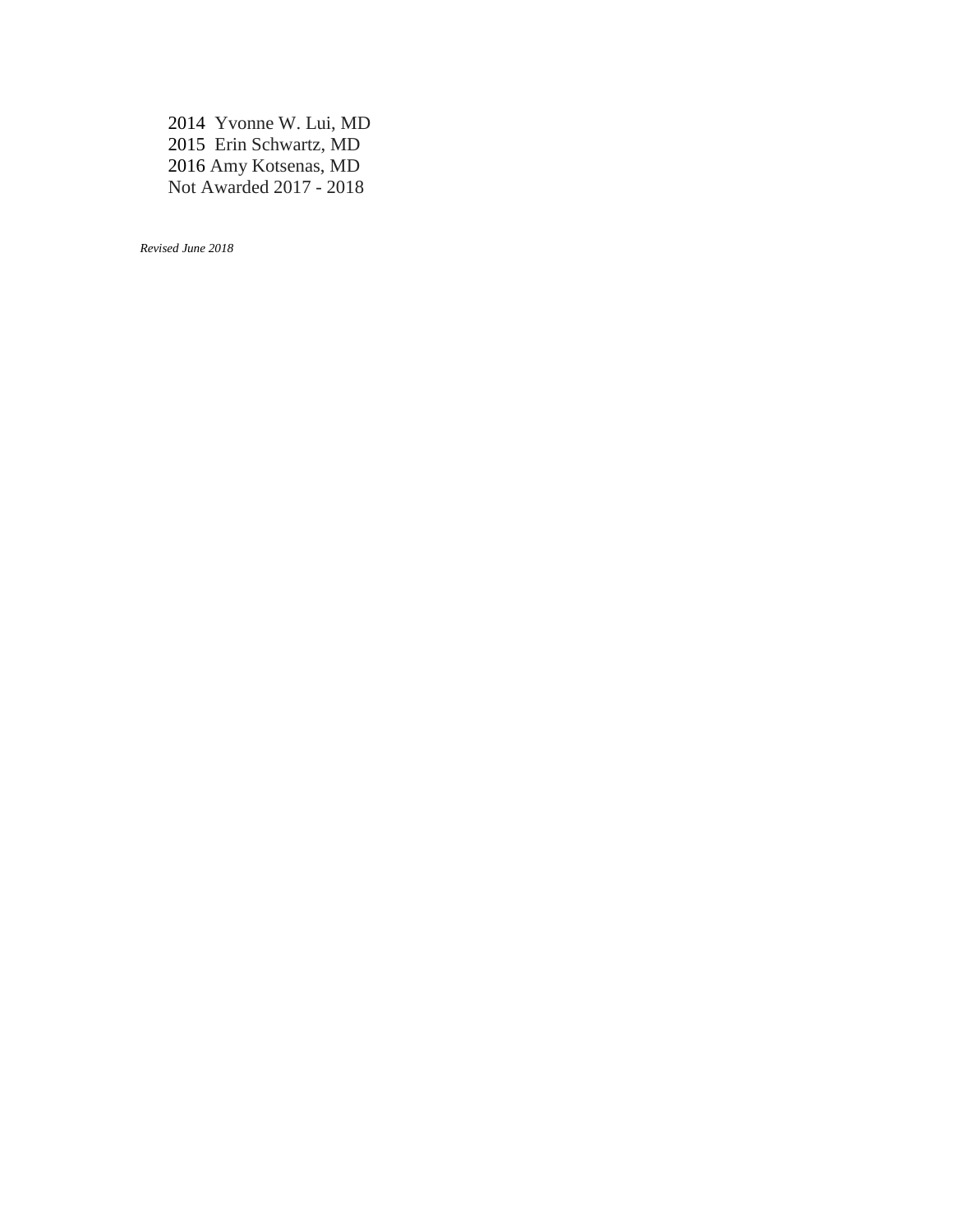2014 Yvonne W. Lui, MD
2015 Erin Schwartz, MD
2016 Amy Kotsenas, MD
Not Awarded 2017 - 2018

*Revised June 2018*